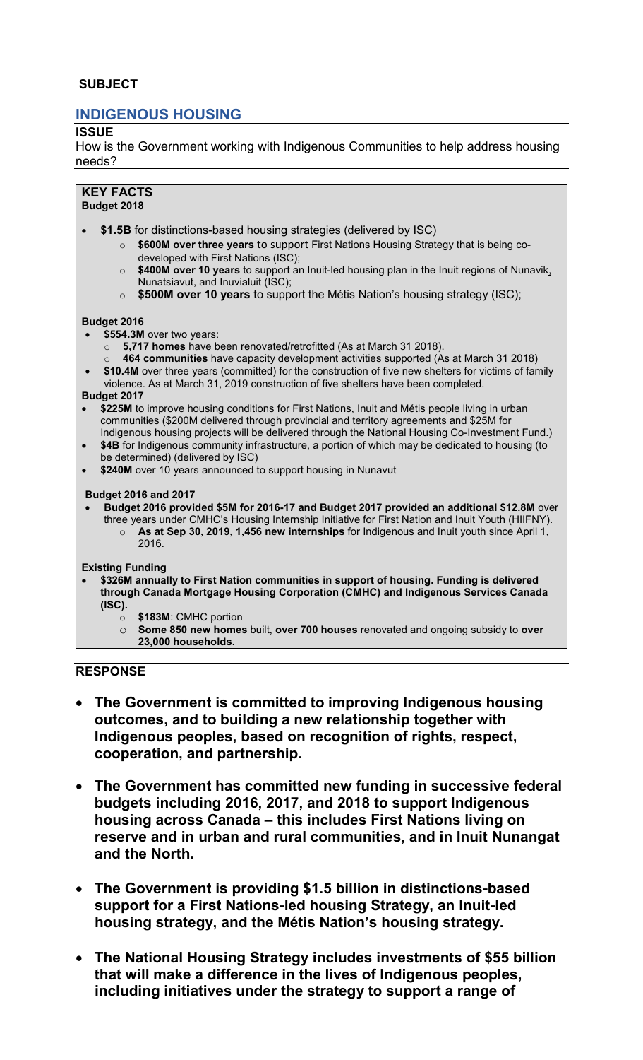**SUBJECT**

## INDIGENOUS HOUSING

**ISSUE**

How is the Government working with Indigenous Communities to help address housing needs?

**KEY FACTS**

**Budget 2018**

- **$1.5B** for distinctions-based housing strategies (delivered by ISC)
  - **$600M over three years** to support First Nations Housing Strategy that is being co-developed with First Nations (ISC);
  - **$400M over 10 years** to support an Inuit-led housing plan in the Inuit regions of Nunavik, Nunatsiavut, and Inuvialuit (ISC);
  - **$500M over 10 years** to support the Métis Nation's housing strategy (ISC);

**Budget 2016**

- **$554.3M** over two years:
  - **5,717 homes** have been renovated/retrofitted (As at March 31 2018).
  - **464 communities** have capacity development activities supported (As at March 31 2018)
- **$10.4M** over three years (committed) for the construction of five new shelters for victims of family violence. As at March 31, 2019 construction of five shelters have been completed.

**Budget 2017**

- **$225M** to improve housing conditions for First Nations, Inuit and Métis people living in urban communities ($200M delivered through provincial and territory agreements and $25M for Indigenous housing projects will be delivered through the National Housing Co-Investment Fund.)
- **$4B** for Indigenous community infrastructure, a portion of which may be dedicated to housing (to be determined) (delivered by ISC)
- **$240M** over 10 years announced to support housing in Nunavut

**Budget 2016 and 2017**

- **Budget 2016 provided $5M for 2016-17 and Budget 2017 provided an additional $12.8M** over three years under CMHC's Housing Internship Initiative for First Nation and Inuit Youth (HIIFNY).
  - **As at Sep 30, 2019, 1,456 new internships** for Indigenous and Inuit youth since April 1, 2016.

**Existing Funding**

- **$326M annually to First Nation communities in support of housing. Funding is delivered through Canada Mortgage Housing Corporation (CMHC) and Indigenous Services Canada (ISC).**
  - **$183M**: CMHC portion
  - **Some 850 new homes** built, **over 700 houses** renovated and ongoing subsidy to **over 23,000 households.**

**RESPONSE**

- **The Government is committed to improving Indigenous housing outcomes, and to building a new relationship together with Indigenous peoples, based on recognition of rights, respect, cooperation, and partnership.**
- **The Government has committed new funding in successive federal budgets including 2016, 2017, and 2018 to support Indigenous housing across Canada – this includes First Nations living on reserve and in urban and rural communities, and in Inuit Nunangat and the North.**
- **The Government is providing $1.5 billion in distinctions-based support for a First Nations-led housing Strategy, an Inuit-led housing strategy, and the Métis Nation's housing strategy.**
- **The National Housing Strategy includes investments of $55 billion that will make a difference in the lives of Indigenous peoples, including initiatives under the strategy to support a range of**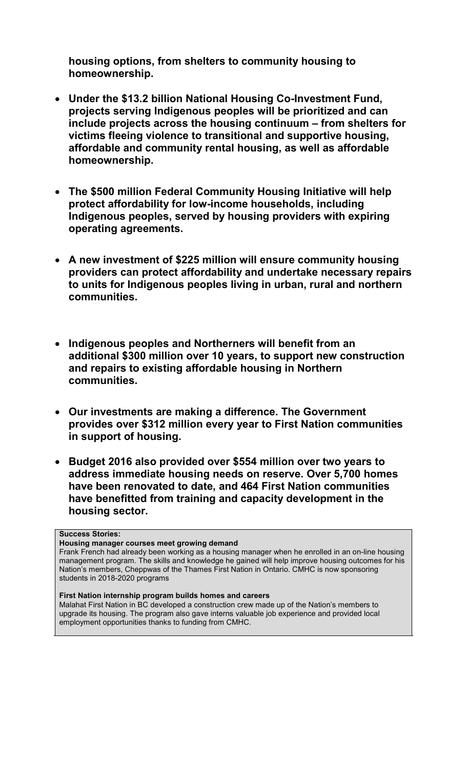**housing options, from shelters to community housing to homeownership.**

- **Under the $13.2 billion National Housing Co-Investment Fund, projects serving Indigenous peoples will be prioritized and can include projects across the housing continuum – from shelters for victims fleeing violence to transitional and supportive housing, affordable and community rental housing, as well as affordable homeownership.**

- **The $500 million Federal Community Housing Initiative will help protect affordability for low-income households, including Indigenous peoples, served by housing providers with expiring operating agreements.**

- **A new investment of $225 million will ensure community housing providers can protect affordability and undertake necessary repairs to units for Indigenous peoples living in urban, rural and northern communities.**

- **Indigenous peoples and Northerners will benefit from an additional $300 million over 10 years, to support new construction and repairs to existing affordable housing in Northern communities.**

- **Our investments are making a difference. The Government provides over $312 million every year to First Nation communities in support of housing.**

- **Budget 2016 also provided over $554 million over two years to address immediate housing needs on reserve. Over 5,700 homes have been renovated to date, and 464 First Nation communities have benefitted from training and capacity development in the housing sector.**

**Success Stories:**

**Housing manager courses meet growing demand**

Frank French had already been working as a housing manager when he enrolled in an on-line housing management program. The skills and knowledge he gained will help improve housing outcomes for his Nation's members, Cheppwas of the Thames First Nation in Ontario. CMHC is now sponsoring students in 2018-2020 programs

**First Nation internship program builds homes and careers**

Malahat First Nation in BC developed a construction crew made up of the Nation's members to upgrade its housing. The program also gave interns valuable job experience and provided local employment opportunities thanks to funding from CMHC.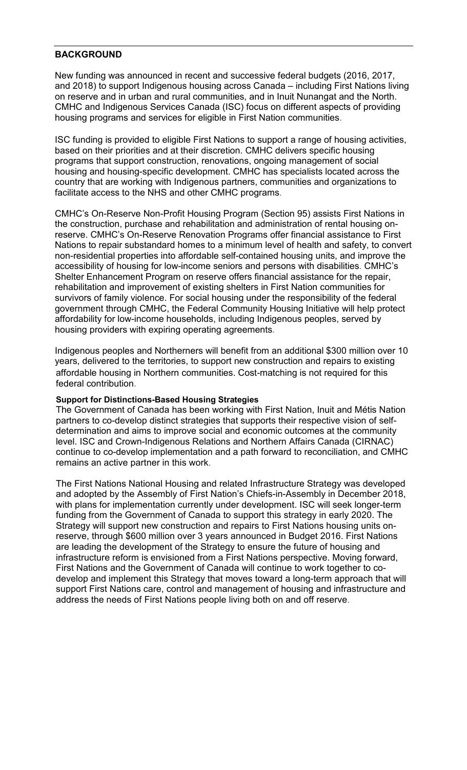## BACKGROUND

New funding was announced in recent and successive federal budgets (2016, 2017, and 2018) to support Indigenous housing across Canada – including First Nations living on reserve and in urban and rural communities, and in Inuit Nunangat and the North. CMHC and Indigenous Services Canada (ISC) focus on different aspects of providing housing programs and services for eligible in First Nation communities.

ISC funding is provided to eligible First Nations to support a range of housing activities, based on their priorities and at their discretion. CMHC delivers specific housing programs that support construction, renovations, ongoing management of social housing and housing-specific development. CMHC has specialists located across the country that are working with Indigenous partners, communities and organizations to facilitate access to the NHS and other CMHC programs.

CMHC's On-Reserve Non-Profit Housing Program (Section 95) assists First Nations in the construction, purchase and rehabilitation and administration of rental housing on-reserve. CMHC's On-Reserve Renovation Programs offer financial assistance to First Nations to repair substandard homes to a minimum level of health and safety, to convert non-residential properties into affordable self-contained housing units, and improve the accessibility of housing for low-income seniors and persons with disabilities. CMHC's Shelter Enhancement Program on reserve offers financial assistance for the repair, rehabilitation and improvement of existing shelters in First Nation communities for survivors of family violence. For social housing under the responsibility of the federal government through CMHC, the Federal Community Housing Initiative will help protect affordability for low-income households, including Indigenous peoples, served by housing providers with expiring operating agreements.

Indigenous peoples and Northerners will benefit from an additional $300 million over 10 years, delivered to the territories, to support new construction and repairs to existing affordable housing in Northern communities. Cost-matching is not required for this federal contribution.

### Support for Distinctions-Based Housing Strategies

The Government of Canada has been working with First Nation, Inuit and Métis Nation partners to co-develop distinct strategies that supports their respective vision of self-determination and aims to improve social and economic outcomes at the community level. ISC and Crown-Indigenous Relations and Northern Affairs Canada (CIRNAC) continue to co-develop implementation and a path forward to reconciliation, and CMHC remains an active partner in this work.

The First Nations National Housing and related Infrastructure Strategy was developed and adopted by the Assembly of First Nation's Chiefs-in-Assembly in December 2018, with plans for implementation currently under development. ISC will seek longer-term funding from the Government of Canada to support this strategy in early 2020. The Strategy will support new construction and repairs to First Nations housing units on-reserve, through $600 million over 3 years announced in Budget 2016. First Nations are leading the development of the Strategy to ensure the future of housing and infrastructure reform is envisioned from a First Nations perspective. Moving forward, First Nations and the Government of Canada will continue to work together to co-develop and implement this Strategy that moves toward a long-term approach that will support First Nations care, control and management of housing and infrastructure and address the needs of First Nations people living both on and off reserve.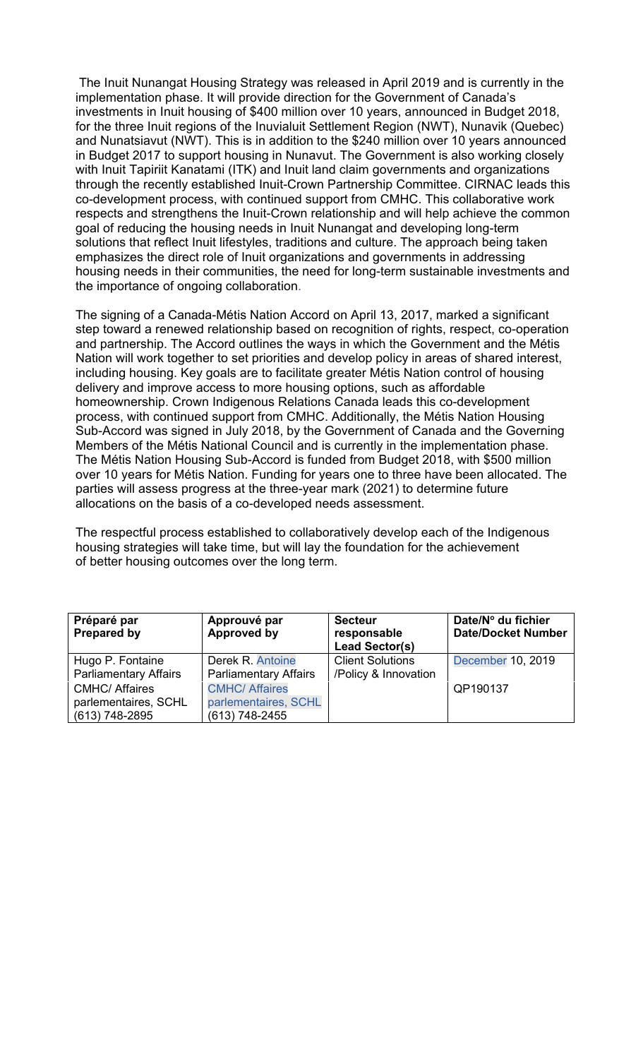The Inuit Nunangat Housing Strategy was released in April 2019 and is currently in the implementation phase. It will provide direction for the Government of Canada's investments in Inuit housing of $400 million over 10 years, announced in Budget 2018, for the three Inuit regions of the Inuvialuit Settlement Region (NWT), Nunavik (Quebec) and Nunatsiavut (NWT). This is in addition to the $240 million over 10 years announced in Budget 2017 to support housing in Nunavut. The Government is also working closely with Inuit Tapiriit Kanatami (ITK) and Inuit land claim governments and organizations through the recently established Inuit-Crown Partnership Committee. CIRNAC leads this co-development process, with continued support from CMHC. This collaborative work respects and strengthens the Inuit-Crown relationship and will help achieve the common goal of reducing the housing needs in Inuit Nunangat and developing long-term solutions that reflect Inuit lifestyles, traditions and culture. The approach being taken emphasizes the direct role of Inuit organizations and governments in addressing housing needs in their communities, the need for long-term sustainable investments and the importance of ongoing collaboration.

The signing of a Canada-Métis Nation Accord on April 13, 2017, marked a significant step toward a renewed relationship based on recognition of rights, respect, co-operation and partnership. The Accord outlines the ways in which the Government and the Métis Nation will work together to set priorities and develop policy in areas of shared interest, including housing. Key goals are to facilitate greater Métis Nation control of housing delivery and improve access to more housing options, such as affordable homeownership. Crown Indigenous Relations Canada leads this co-development process, with continued support from CMHC. Additionally, the Métis Nation Housing Sub-Accord was signed in July 2018, by the Government of Canada and the Governing Members of the Métis National Council and is currently in the implementation phase. The Métis Nation Housing Sub-Accord is funded from Budget 2018, with $500 million over 10 years for Métis Nation. Funding for years one to three have been allocated. The parties will assess progress at the three-year mark (2021) to determine future allocations on the basis of a co-developed needs assessment.

The respectful process established to collaboratively develop each of the Indigenous housing strategies will take time, but will lay the foundation for the achievement of better housing outcomes over the long term.

| Préparé par<br>**Prepared by** | Approuvé par<br>**Approved by** | Secteur responsable<br>**Lead Sector(s)** | Date/N° du fichier<br>**Date/Docket Number** |
|---|---|---|---|
| Hugo P. Fontaine<br>Parliamentary Affairs<br>CMHC/ Affaires parlementaires, SCHL<br>(613) 748-2895 | Derek R. Antoine<br>Parliamentary Affairs<br>CMHC/ Affaires parlementaires, SCHL<br>(613) 748-2455 | Client Solutions /Policy & Innovation | December 10, 2019<br><br>QP190137 |